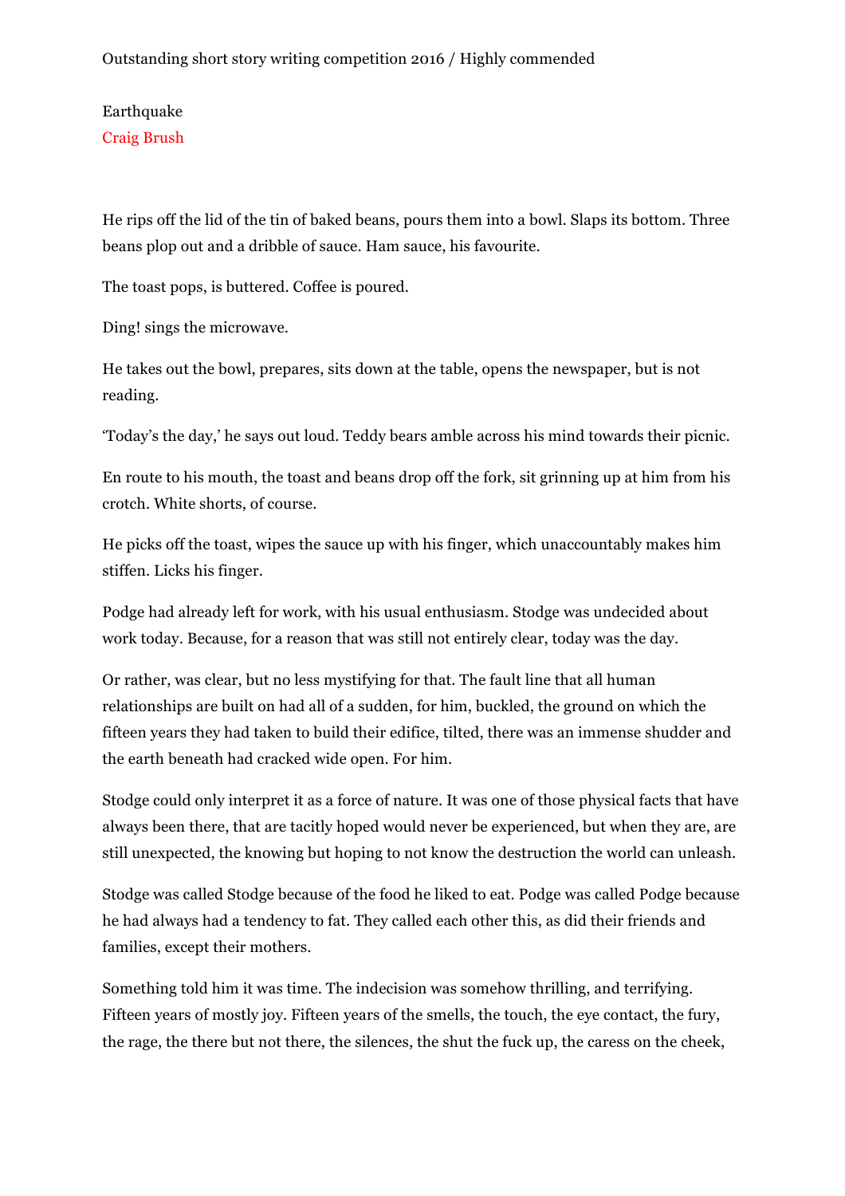Outstanding short story writing competition 2016 / Highly commended

# Earthquake

Craig Brush

He rips off the lid of the tin of baked beans, pours them into a bowl. Slaps its bottom. Three beans plop out and a dribble of sauce. Ham sauce, his favourite.

The toast pops, is buttered. Coffee is poured.

Ding! sings the microwave.

He takes out the bowl, prepares, sits down at the table, opens the newspaper, but is not reading.

'Today's the day,' he says out loud. Teddy bears amble across his mind towards their picnic.

En route to his mouth, the toast and beans drop off the fork, sit grinning up at him from his crotch. White shorts, of course.

He picks off the toast, wipes the sauce up with his finger, which unaccountably makes him stiffen. Licks his finger.

Podge had already left for work, with his usual enthusiasm. Stodge was undecided about work today. Because, for a reason that was still not entirely clear, today was the day.

Or rather, was clear, but no less mystifying for that. The fault line that all human relationships are built on had all of a sudden, for him, buckled, the ground on which the fifteen years they had taken to build their edifice, tilted, there was an immense shudder and the earth beneath had cracked wide open. For him.

Stodge could only interpret it as a force of nature. It was one of those physical facts that have always been there, that are tacitly hoped would never be experienced, but when they are, are still unexpected, the knowing but hoping to not know the destruction the world can unleash.

Stodge was called Stodge because of the food he liked to eat. Podge was called Podge because he had always had a tendency to fat. They called each other this, as did their friends and families, except their mothers.

Something told him it was time. The indecision was somehow thrilling, and terrifying. Fifteen years of mostly joy. Fifteen years of the smells, the touch, the eye contact, the fury, the rage, the there but not there, the silences, the shut the fuck up, the caress on the cheek,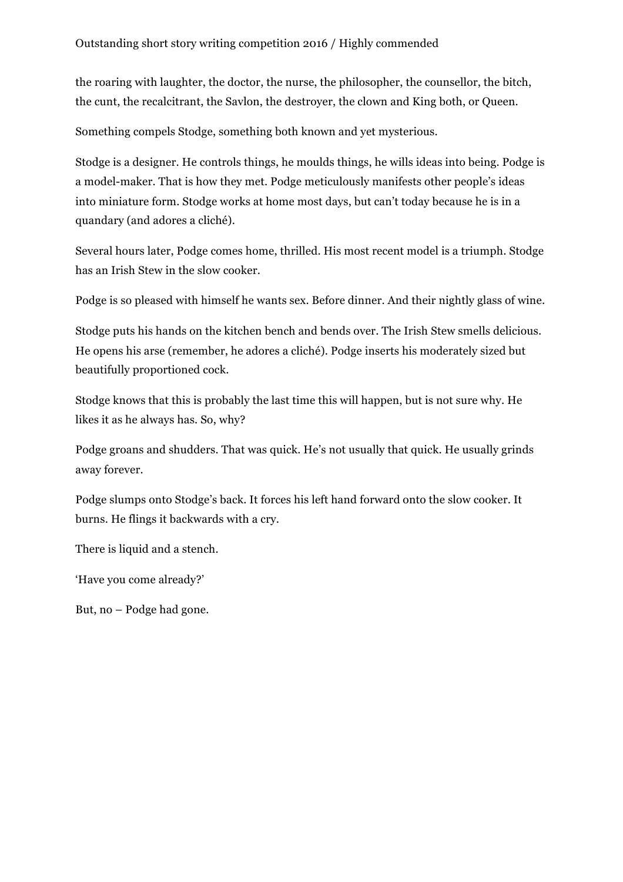the roaring with laughter, the doctor, the nurse, the philosopher, the counsellor, the bitch, the cunt, the recalcitrant, the Savlon, the destroyer, the clown and King both, or Queen.

Something compels Stodge, something both known and yet mysterious.

Stodge is a designer. He controls things, he moulds things, he wills ideas into being. Podge is a model-maker. That is how they met. Podge meticulously manifests other people's ideas into miniature form. Stodge works at home most days, but can't today because he is in a quandary (and adores a cliché).

Several hours later, Podge comes home, thrilled. His most recent model is a triumph. Stodge has an Irish Stew in the slow cooker.

Podge is so pleased with himself he wants sex. Before dinner. And their nightly glass of wine.

Stodge puts his hands on the kitchen bench and bends over. The Irish Stew smells delicious. He opens his arse (remember, he adores a cliché). Podge inserts his moderately sized but beautifully proportioned cock.

Stodge knows that this is probably the last time this will happen, but is not sure why. He likes it as he always has. So, why?

Podge groans and shudders. That was quick. He's not usually that quick. He usually grinds away forever.

Podge slumps onto Stodge's back. It forces his left hand forward onto the slow cooker. It burns. He flings it backwards with a cry.

There is liquid and a stench.

'Have you come already?'

But, no – Podge had gone.